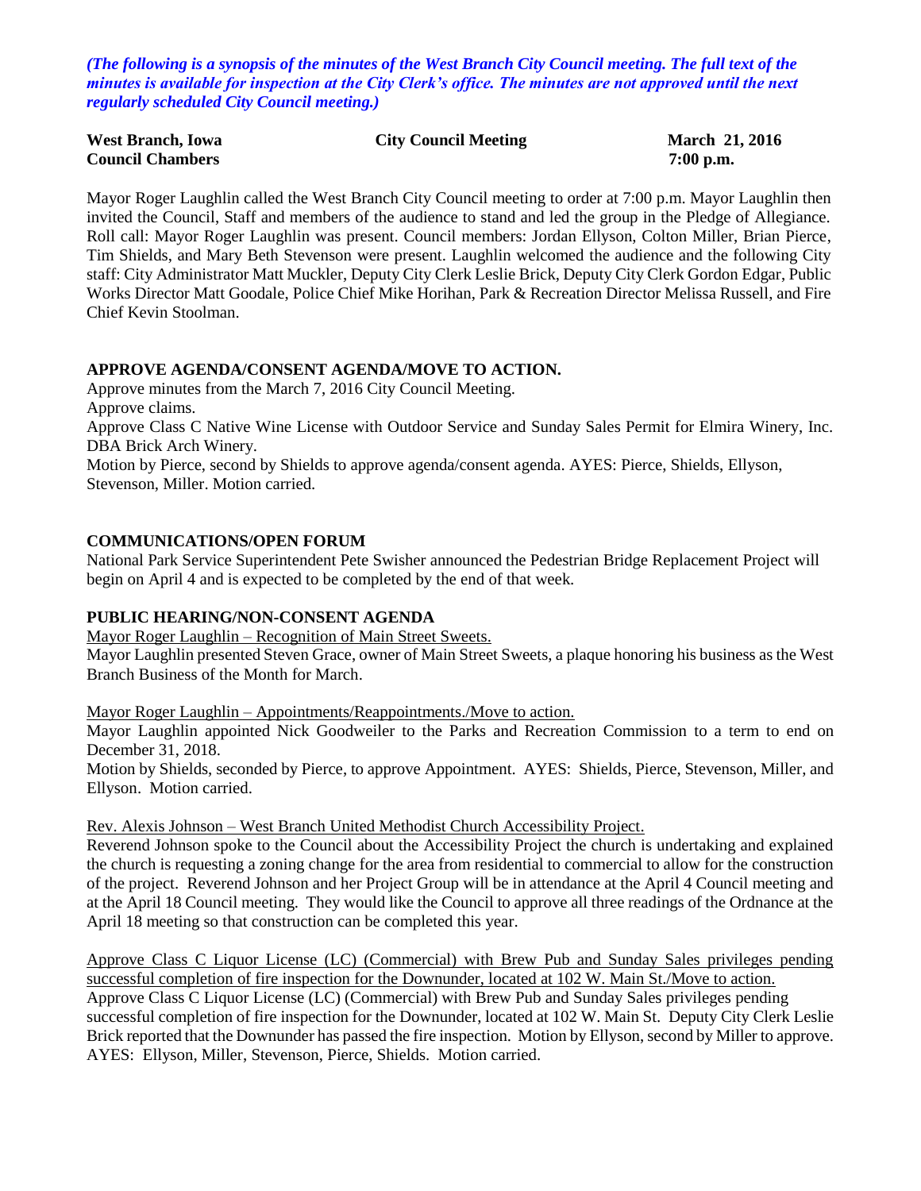*(The following is a synopsis of the minutes of the West Branch City Council meeting. The full text of the minutes is available for inspection at the City Clerk's office. The minutes are not approved until the next regularly scheduled City Council meeting.)*

**West Branch, Iowa** **City Council Meeting** **March 21, 2016**
**Council Chambers** **7:00 p.m.**

Mayor Roger Laughlin called the West Branch City Council meeting to order at 7:00 p.m. Mayor Laughlin then invited the Council, Staff and members of the audience to stand and led the group in the Pledge of Allegiance. Roll call: Mayor Roger Laughlin was present. Council members: Jordan Ellyson, Colton Miller, Brian Pierce, Tim Shields, and Mary Beth Stevenson were present. Laughlin welcomed the audience and the following City staff: City Administrator Matt Muckler, Deputy City Clerk Leslie Brick, Deputy City Clerk Gordon Edgar, Public Works Director Matt Goodale, Police Chief Mike Horihan, Park & Recreation Director Melissa Russell, and Fire Chief Kevin Stoolman.

**APPROVE AGENDA/CONSENT AGENDA/MOVE TO ACTION.**

Approve minutes from the March 7, 2016 City Council Meeting.
Approve claims.
Approve Class C Native Wine License with Outdoor Service and Sunday Sales Permit for Elmira Winery, Inc. DBA Brick Arch Winery.
Motion by Pierce, second by Shields to approve agenda/consent agenda. AYES: Pierce, Shields, Ellyson, Stevenson, Miller. Motion carried.

**COMMUNICATIONS/OPEN FORUM**

National Park Service Superintendent Pete Swisher announced the Pedestrian Bridge Replacement Project will begin on April 4 and is expected to be completed by the end of that week.

**PUBLIC HEARING/NON-CONSENT AGENDA**

Mayor Roger Laughlin – Recognition of Main Street Sweets.
Mayor Laughlin presented Steven Grace, owner of Main Street Sweets, a plaque honoring his business as the West Branch Business of the Month for March.

Mayor Roger Laughlin – Appointments/Reappointments./Move to action.
Mayor Laughlin appointed Nick Goodweiler to the Parks and Recreation Commission to a term to end on December 31, 2018.
Motion by Shields, seconded by Pierce, to approve Appointment. AYES: Shields, Pierce, Stevenson, Miller, and Ellyson. Motion carried.

Rev. Alexis Johnson – West Branch United Methodist Church Accessibility Project.
Reverend Johnson spoke to the Council about the Accessibility Project the church is undertaking and explained the church is requesting a zoning change for the area from residential to commercial to allow for the construction of the project. Reverend Johnson and her Project Group will be in attendance at the April 4 Council meeting and at the April 18 Council meeting. They would like the Council to approve all three readings of the Ordnance at the April 18 meeting so that construction can be completed this year.

Approve Class C Liquor License (LC) (Commercial) with Brew Pub and Sunday Sales privileges pending successful completion of fire inspection for the Downunder, located at 102 W. Main St./Move to action.
Approve Class C Liquor License (LC) (Commercial) with Brew Pub and Sunday Sales privileges pending successful completion of fire inspection for the Downunder, located at 102 W. Main St. Deputy City Clerk Leslie Brick reported that the Downunder has passed the fire inspection. Motion by Ellyson, second by Miller to approve. AYES: Ellyson, Miller, Stevenson, Pierce, Shields. Motion carried.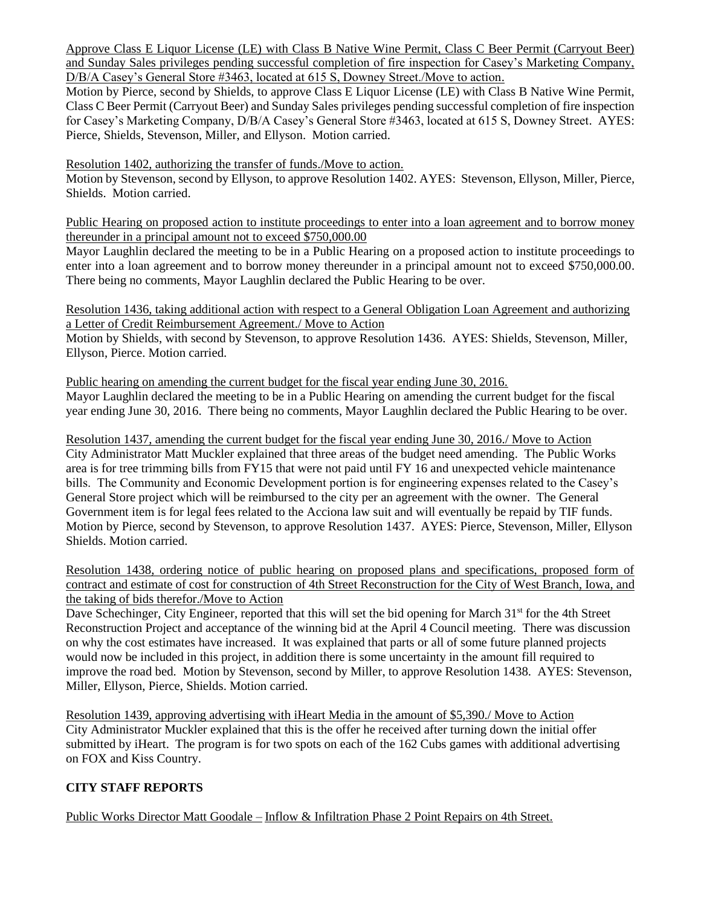Approve Class E Liquor License (LE) with Class B Native Wine Permit, Class C Beer Permit (Carryout Beer) and Sunday Sales privileges pending successful completion of fire inspection for Casey's Marketing Company, D/B/A Casey's General Store #3463, located at 615 S, Downey Street./Move to action.

Motion by Pierce, second by Shields, to approve Class E Liquor License (LE) with Class B Native Wine Permit, Class C Beer Permit (Carryout Beer) and Sunday Sales privileges pending successful completion of fire inspection for Casey's Marketing Company, D/B/A Casey's General Store #3463, located at 615 S, Downey Street. AYES: Pierce, Shields, Stevenson, Miller, and Ellyson. Motion carried.

Resolution 1402, authorizing the transfer of funds./Move to action.

Motion by Stevenson, second by Ellyson, to approve Resolution 1402. AYES: Stevenson, Ellyson, Miller, Pierce, Shields. Motion carried.

Public Hearing on proposed action to institute proceedings to enter into a loan agreement and to borrow money thereunder in a principal amount not to exceed $750,000.00

Mayor Laughlin declared the meeting to be in a Public Hearing on a proposed action to institute proceedings to enter into a loan agreement and to borrow money thereunder in a principal amount not to exceed $750,000.00. There being no comments, Mayor Laughlin declared the Public Hearing to be over.

Resolution 1436, taking additional action with respect to a General Obligation Loan Agreement and authorizing a Letter of Credit Reimbursement Agreement./ Move to Action

Motion by Shields, with second by Stevenson, to approve Resolution 1436. AYES: Shields, Stevenson, Miller, Ellyson, Pierce. Motion carried.

Public hearing on amending the current budget for the fiscal year ending June 30, 2016.

Mayor Laughlin declared the meeting to be in a Public Hearing on amending the current budget for the fiscal year ending June 30, 2016. There being no comments, Mayor Laughlin declared the Public Hearing to be over.

Resolution 1437, amending the current budget for the fiscal year ending June 30, 2016./ Move to Action

City Administrator Matt Muckler explained that three areas of the budget need amending. The Public Works area is for tree trimming bills from FY15 that were not paid until FY 16 and unexpected vehicle maintenance bills. The Community and Economic Development portion is for engineering expenses related to the Casey's General Store project which will be reimbursed to the city per an agreement with the owner. The General Government item is for legal fees related to the Acciona law suit and will eventually be repaid by TIF funds. Motion by Pierce, second by Stevenson, to approve Resolution 1437. AYES: Pierce, Stevenson, Miller, Ellyson Shields. Motion carried.

Resolution 1438, ordering notice of public hearing on proposed plans and specifications, proposed form of contract and estimate of cost for construction of 4th Street Reconstruction for the City of West Branch, Iowa, and the taking of bids therefor./Move to Action

Dave Schechinger, City Engineer, reported that this will set the bid opening for March 31st for the 4th Street Reconstruction Project and acceptance of the winning bid at the April 4 Council meeting. There was discussion on why the cost estimates have increased. It was explained that parts or all of some future planned projects would now be included in this project, in addition there is some uncertainty in the amount fill required to improve the road bed. Motion by Stevenson, second by Miller, to approve Resolution 1438. AYES: Stevenson, Miller, Ellyson, Pierce, Shields. Motion carried.

Resolution 1439, approving advertising with iHeart Media in the amount of $5,390./ Move to Action

City Administrator Muckler explained that this is the offer he received after turning down the initial offer submitted by iHeart. The program is for two spots on each of the 162 Cubs games with additional advertising on FOX and Kiss Country.

## CITY STAFF REPORTS

Public Works Director Matt Goodale – Inflow & Infiltration Phase 2 Point Repairs on 4th Street.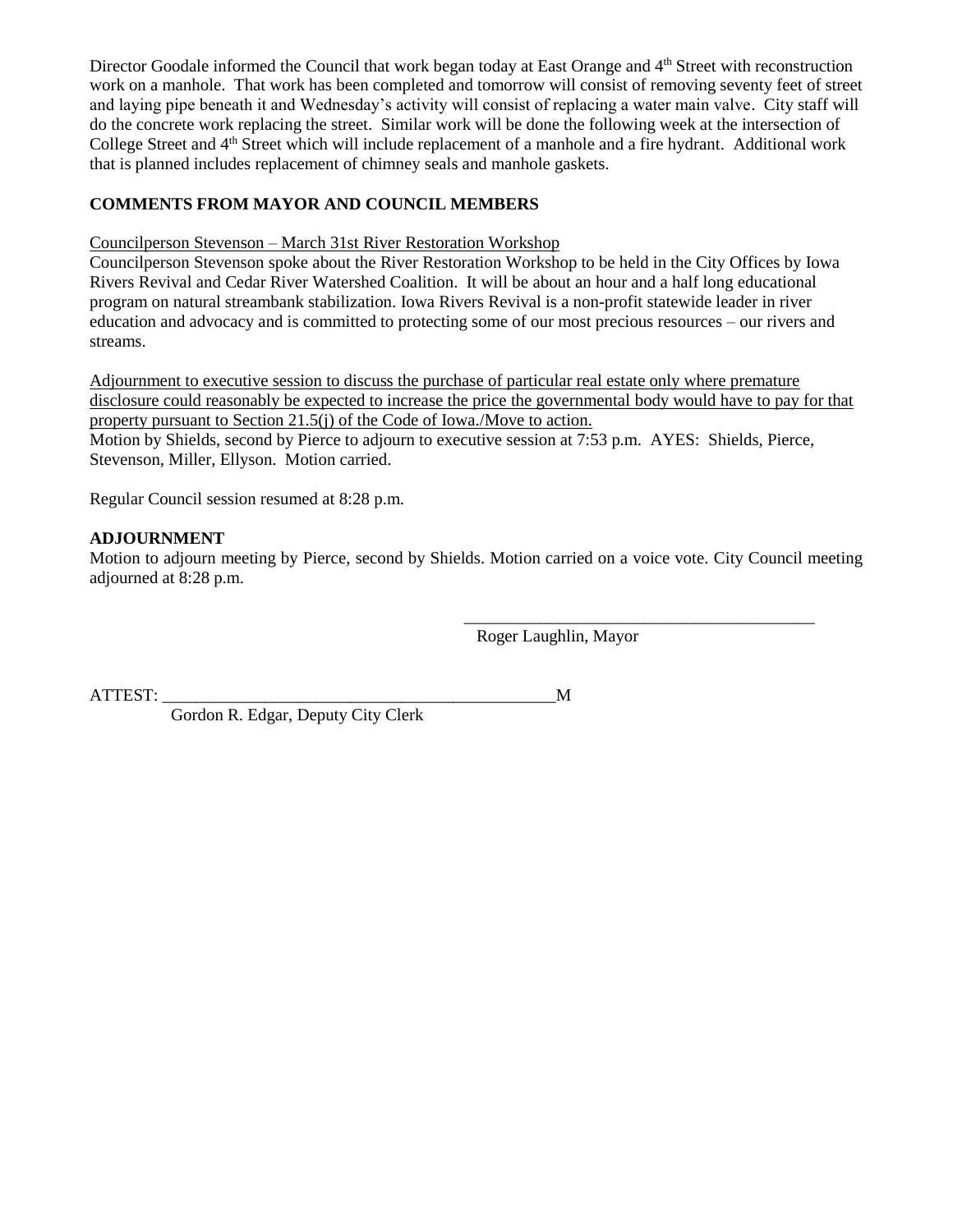Director Goodale informed the Council that work began today at East Orange and 4th Street with reconstruction work on a manhole. That work has been completed and tomorrow will consist of removing seventy feet of street and laying pipe beneath it and Wednesday's activity will consist of replacing a water main valve. City staff will do the concrete work replacing the street. Similar work will be done the following week at the intersection of College Street and 4th Street which will include replacement of a manhole and a fire hydrant. Additional work that is planned includes replacement of chimney seals and manhole gaskets.

**COMMENTS FROM MAYOR AND COUNCIL MEMBERS**

Councilperson Stevenson – March 31st River Restoration Workshop

Councilperson Stevenson spoke about the River Restoration Workshop to be held in the City Offices by Iowa Rivers Revival and Cedar River Watershed Coalition. It will be about an hour and a half long educational program on natural streambank stabilization. Iowa Rivers Revival is a non-profit statewide leader in river education and advocacy and is committed to protecting some of our most precious resources – our rivers and streams.

Adjournment to executive session to discuss the purchase of particular real estate only where premature disclosure could reasonably be expected to increase the price the governmental body would have to pay for that property pursuant to Section 21.5(j) of the Code of Iowa./Move to action.

Motion by Shields, second by Pierce to adjourn to executive session at 7:53 p.m. AYES: Shields, Pierce, Stevenson, Miller, Ellyson. Motion carried.

Regular Council session resumed at 8:28 p.m.

**ADJOURNMENT**

Motion to adjourn meeting by Pierce, second by Shields. Motion carried on a voice vote. City Council meeting adjourned at 8:28 p.m.

\_\_\_\_\_\_\_\_\_\_\_\_\_\_\_\_\_\_\_\_\_\_\_\_\_\_\_\_\_\_\_\_\_\_\_\_\_\_\_\_\_\_\_

Roger Laughlin, Mayor

ATTEST: \_\_\_\_\_\_\_\_\_\_\_\_\_\_\_\_\_\_\_\_\_\_\_\_\_\_\_\_\_\_\_\_\_\_\_\_\_\_\_\_\_\_\_\_\_\_\_M

Gordon R. Edgar, Deputy City Clerk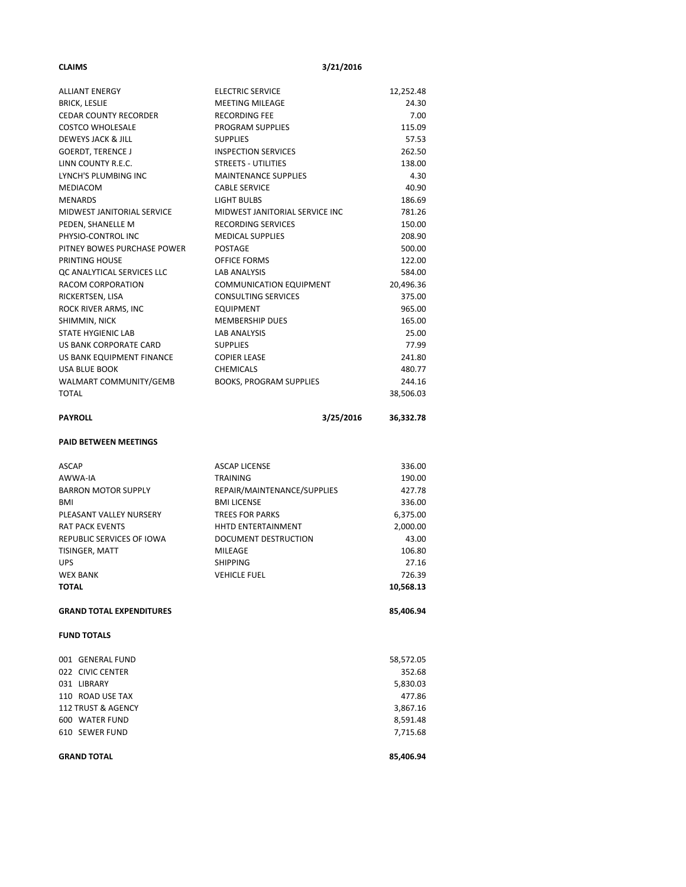**CLAIMS** **3/21/2016**

| | | |
|---|---|---|
| ALLIANT ENERGY | ELECTRIC SERVICE | 12,252.48 |
| BRICK, LESLIE | MEETING MILEAGE | 24.30 |
| CEDAR COUNTY RECORDER | RECORDING FEE | 7.00 |
| COSTCO WHOLESALE | PROGRAM SUPPLIES | 115.09 |
| DEWEYS JACK & JILL | SUPPLIES | 57.53 |
| GOERDT, TERENCE J | INSPECTION SERVICES | 262.50 |
| LINN COUNTY R.E.C. | STREETS - UTILITIES | 138.00 |
| LYNCH'S PLUMBING INC | MAINTENANCE SUPPLIES | 4.30 |
| MEDIACOM | CABLE SERVICE | 40.90 |
| MENARDS | LIGHT BULBS | 186.69 |
| MIDWEST JANITORIAL SERVICE | MIDWEST JANITORIAL SERVICE INC | 781.26 |
| PEDEN, SHANELLE M | RECORDING SERVICES | 150.00 |
| PHYSIO-CONTROL INC | MEDICAL SUPPLIES | 208.90 |
| PITNEY BOWES PURCHASE POWER | POSTAGE | 500.00 |
| PRINTING HOUSE | OFFICE FORMS | 122.00 |
| QC ANALYTICAL SERVICES LLC | LAB ANALYSIS | 584.00 |
| RACOM CORPORATION | COMMUNICATION EQUIPMENT | 20,496.36 |
| RICKERTSEN, LISA | CONSULTING SERVICES | 375.00 |
| ROCK RIVER ARMS, INC | EQUIPMENT | 965.00 |
| SHIMMIN, NICK | MEMBERSHIP DUES | 165.00 |
| STATE HYGIENIC LAB | LAB ANALYSIS | 25.00 |
| US BANK CORPORATE CARD | SUPPLIES | 77.99 |
| US BANK EQUIPMENT FINANCE | COPIER LEASE | 241.80 |
| USA BLUE BOOK | CHEMICALS | 480.77 |
| WALMART COMMUNITY/GEMB | BOOKS, PROGRAM SUPPLIES | 244.16 |
| TOTAL | | 38,506.03 |

**PAYROLL** **3/25/2016** **36,332.78**

**PAID BETWEEN MEETINGS**

| | | |
|---|---|---|
| ASCAP | ASCAP LICENSE | 336.00 |
| AWWA-IA | TRAINING | 190.00 |
| BARRON MOTOR SUPPLY | REPAIR/MAINTENANCE/SUPPLIES | 427.78 |
| BMI | BMI LICENSE | 336.00 |
| PLEASANT VALLEY NURSERY | TREES FOR PARKS | 6,375.00 |
| RAT PACK EVENTS | HHTD ENTERTAINMENT | 2,000.00 |
| REPUBLIC SERVICES OF IOWA | DOCUMENT DESTRUCTION | 43.00 |
| TISINGER, MATT | MILEAGE | 106.80 |
| UPS | SHIPPING | 27.16 |
| WEX BANK | VEHICLE FUEL | 726.39 |
| **TOTAL** | | **10,568.13** |

**GRAND TOTAL EXPENDITURES** **85,406.94**

**FUND TOTALS**

| | |
|---|---|
| 001 GENERAL FUND | 58,572.05 |
| 022 CIVIC CENTER | 352.68 |
| 031 LIBRARY | 5,830.03 |
| 110 ROAD USE TAX | 477.86 |
| 112 TRUST & AGENCY | 3,867.16 |
| 600 WATER FUND | 8,591.48 |
| 610 SEWER FUND | 7,715.68 |
| **GRAND TOTAL** | **85,406.94** |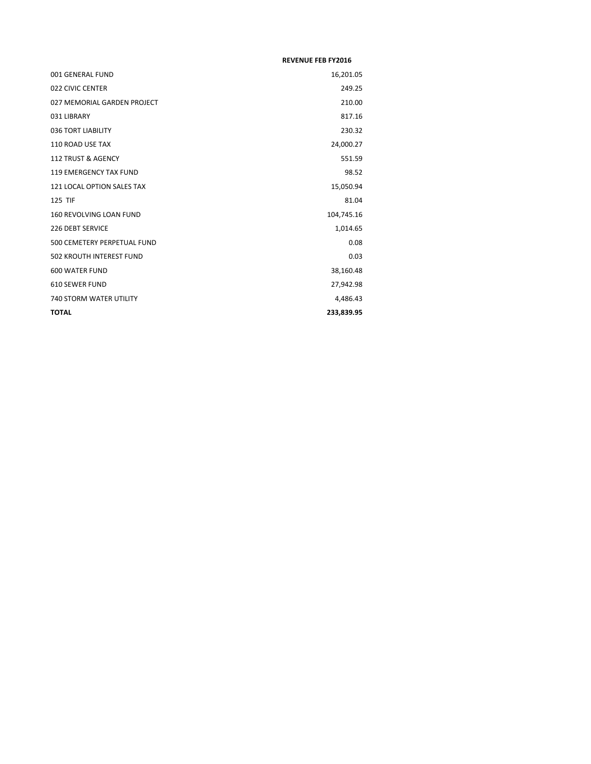| | REVENUE FEB FY2016 |
|---|---|
| 001 GENERAL FUND | 16,201.05 |
| 022 CIVIC CENTER | 249.25 |
| 027 MEMORIAL GARDEN PROJECT | 210.00 |
| 031 LIBRARY | 817.16 |
| 036 TORT LIABILITY | 230.32 |
| 110 ROAD USE TAX | 24,000.27 |
| 112 TRUST & AGENCY | 551.59 |
| 119 EMERGENCY TAX FUND | 98.52 |
| 121 LOCAL OPTION SALES TAX | 15,050.94 |
| 125 TIF | 81.04 |
| 160 REVOLVING LOAN FUND | 104,745.16 |
| 226 DEBT SERVICE | 1,014.65 |
| 500 CEMETERY PERPETUAL FUND | 0.08 |
| 502 KROUTH INTEREST FUND | 0.03 |
| 600 WATER FUND | 38,160.48 |
| 610 SEWER FUND | 27,942.98 |
| 740 STORM WATER UTILITY | 4,486.43 |
| **TOTAL** | **233,839.95** |